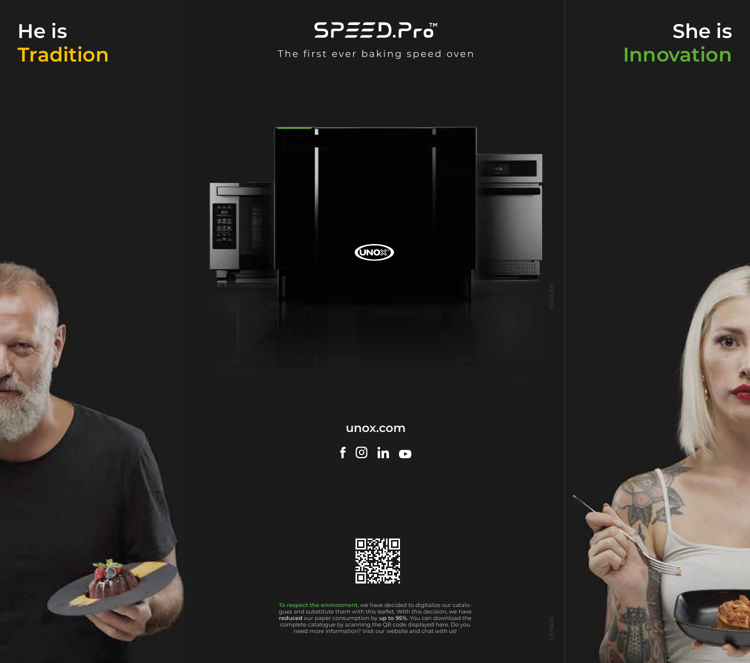He is
**Tradition**

# SPEED.Pro™

The first ever baking speed oven

She is
**Innovation**

ENGLISH

unox.com

**To respect the environment**, we have decided to digitalize our catalogues and substitute them with this leaflet. With this decision, we have **reduced** our paper consumption by **up to 95%.** You can download the complete catalogue by scanning the QR code displayed here. Do you need more information? Visit our website and chat with us!

LI1794A0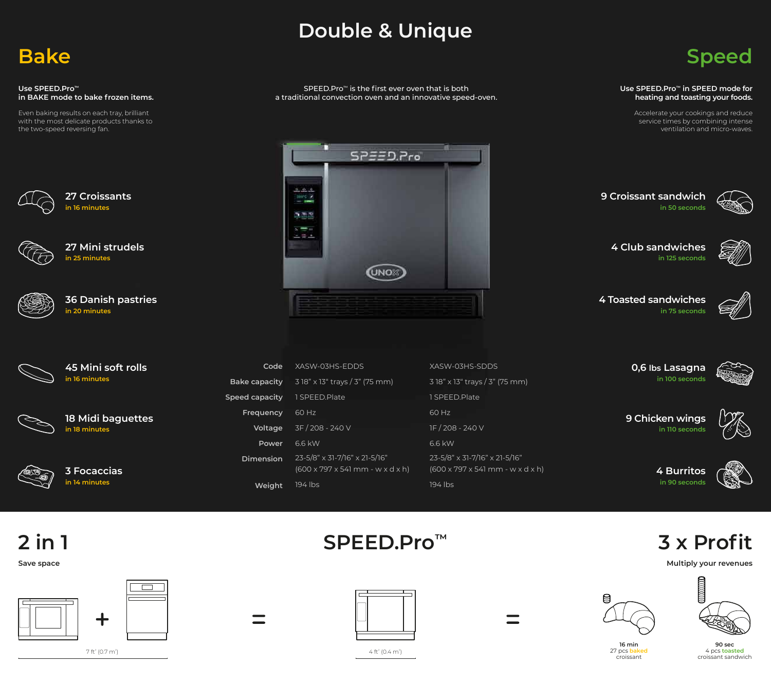# Double & Unique

SPEED.Pro™ is the first ever oven that is both
a traditional convection oven and an innovative speed-oven.

## Bake

**Use SPEED.Pro™**
**in BAKE mode to bake frozen items.**

Even baking results on each tray, brilliant with the most delicate products thanks to the two-speed reversing fan.

**27 Croissants**
in 16 minutes

**27 Mini strudels**
in 25 minutes

**36 Danish pastries**
in 20 minutes

**45 Mini soft rolls**
in 16 minutes

**18 Midi baguettes**
in 18 minutes

**3 Focaccias**
in 14 minutes

## Speed

**Use SPEED.Pro™ in SPEED mode for heating and toasting your foods.**

Accelerate your cookings and reduce service times by combining intense ventilation and micro-waves.

**9 Croissant sandwich**
in 50 seconds

**4 Club sandwiches**
in 125 seconds

**4 Toasted sandwiches**
in 75 seconds

**0,6 lbs Lasagna**
in 100 seconds

**9 Chicken wings**
in 110 seconds

**4 Burritos**
in 90 seconds

| | | |
|---|---|---|
| **Code** | XASW-03HS-EDDS | XASW-03HS-SDDS |
| **Bake capacity** | 3 18" x 13" trays / 3" (75 mm) | 3 18" x 13" trays / 3" (75 mm) |
| **Speed capacity** | 1 SPEED.Plate | 1 SPEED.Plate |
| **Frequency** | 60 Hz | 60 Hz |
| **Voltage** | 3F / 208 - 240 V | 1F / 208 - 240 V |
| **Power** | 6.6 kW | 6.6 kW |
| **Dimension** | 23-5/8" x 31-7/16" x 21-5/16" (600 x 797 x 541 mm - w x d x h) | 23-5/8" x 31-7/16" x 21-5/16" (600 x 797 x 541 mm - w x d x h) |
| **Weight** | 194 lbs | 194 lbs |

## 2 in 1

Save space

7 ft² (0.7 m²)

## SPEED.Pro™

4 ft² (0.4 m²)

## 3 x Profit

Multiply your revenues

16 min
27 pcs baked
croissant

90 sec
4 pcs toasted
croissant sandwich